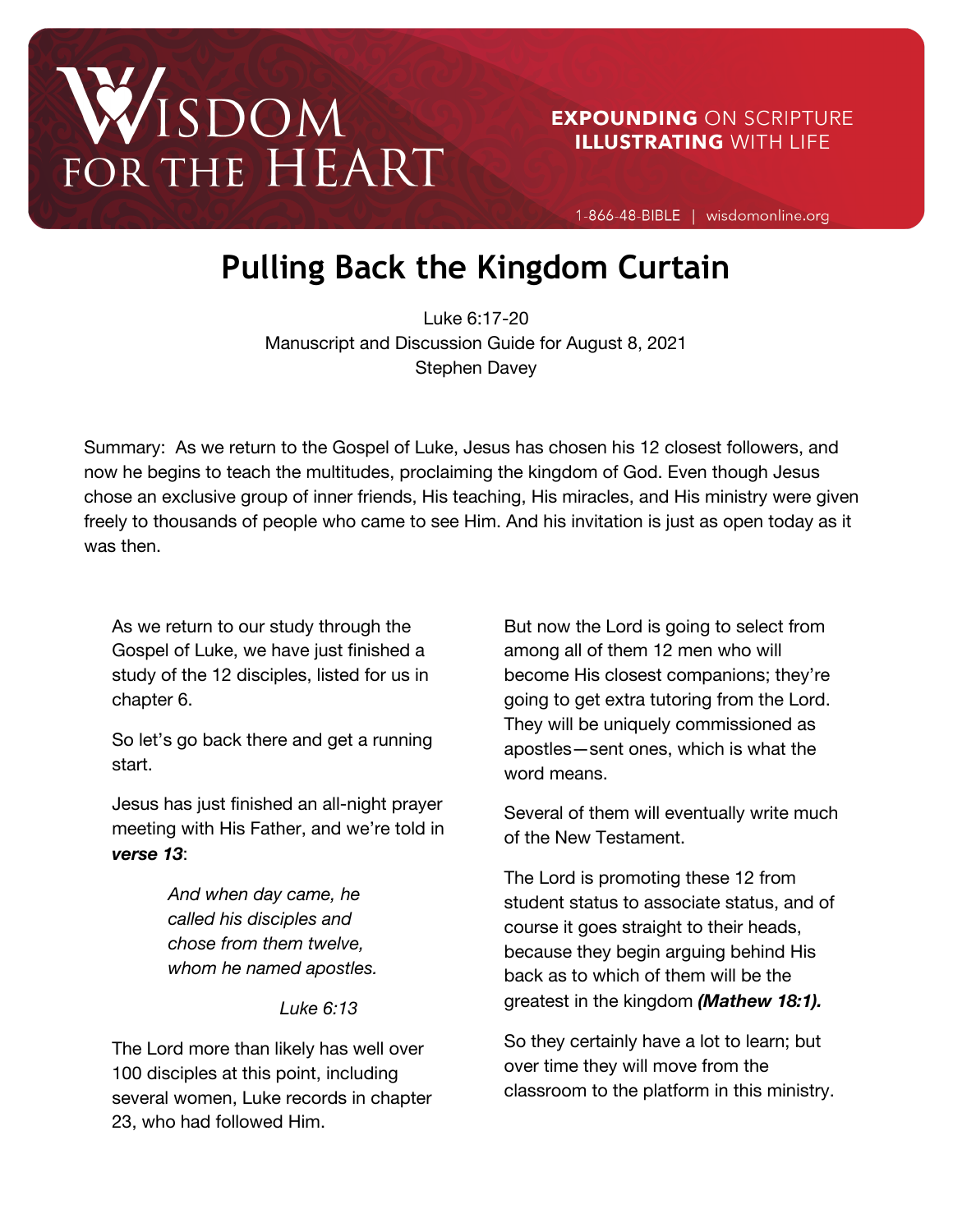WISDOM FOR THE HEART

**EXPOUNDING** ON SCRIPTURE
**ILLUSTRATING** WITH LIFE

1-866-48-BIBLE | wisdomonline.org

# Pulling Back the Kingdom Curtain

Luke 6:17-20
Manuscript and Discussion Guide for August 8, 2021
Stephen Davey

Summary: As we return to the Gospel of Luke, Jesus has chosen his 12 closest followers, and now he begins to teach the multitudes, proclaiming the kingdom of God. Even though Jesus chose an exclusive group of inner friends, His teaching, His miracles, and His ministry were given freely to thousands of people who came to see Him. And his invitation is just as open today as it was then.

As we return to our study through the Gospel of Luke, we have just finished a study of the 12 disciples, listed for us in chapter 6.

So let's go back there and get a running start.

Jesus has just finished an all-night prayer meeting with His Father, and we're told in ***verse 13***:

> *And when day came, he called his disciples and chose from them twelve, whom he named apostles.*
>
> *Luke 6:13*

The Lord more than likely has well over 100 disciples at this point, including several women, Luke records in chapter 23, who had followed Him.

But now the Lord is going to select from among all of them 12 men who will become His closest companions; they're going to get extra tutoring from the Lord. They will be uniquely commissioned as apostles—sent ones, which is what the word means.

Several of them will eventually write much of the New Testament.

The Lord is promoting these 12 from student status to associate status, and of course it goes straight to their heads, because they begin arguing behind His back as to which of them will be the greatest in the kingdom ***(Mathew 18:1).***

So they certainly have a lot to learn; but over time they will move from the classroom to the platform in this ministry.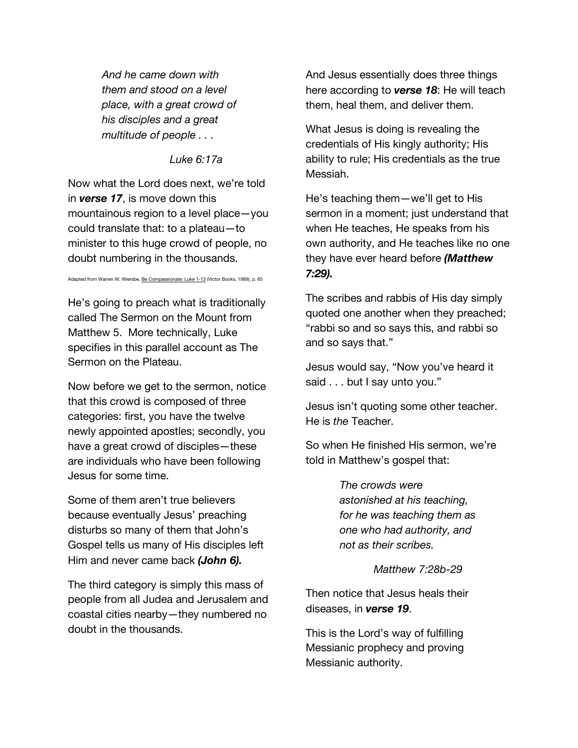> *And he came down with them and stood on a level place, with a great crowd of his disciples and a great multitude of people . . .*
>
> *Luke 6:17a*

Now what the Lord does next, we're told in ***verse 17***, is move down this mountainous region to a level place—you could translate that: to a plateau—to minister to this huge crowd of people, no doubt numbering in the thousands.

Adapted from Warren W. Wiersbe, Be Compassionate: Luke 1-13 (Victor Books, 1989), p. 65

He's going to preach what is traditionally called The Sermon on the Mount from Matthew 5. More technically, Luke specifies in this parallel account as The Sermon on the Plateau.

Now before we get to the sermon, notice that this crowd is composed of three categories: first, you have the twelve newly appointed apostles; secondly, you have a great crowd of disciples—these are individuals who have been following Jesus for some time.

Some of them aren't true believers because eventually Jesus' preaching disturbs so many of them that John's Gospel tells us many of His disciples left Him and never came back ***(John 6).***

The third category is simply this mass of people from all Judea and Jerusalem and coastal cities nearby—they numbered no doubt in the thousands.

And Jesus essentially does three things here according to ***verse 18***: He will teach them, heal them, and deliver them.

What Jesus is doing is revealing the credentials of His kingly authority; His ability to rule; His credentials as the true Messiah.

He's teaching them—we'll get to His sermon in a moment; just understand that when He teaches, He speaks from his own authority, and He teaches like no one they have ever heard before ***(Matthew 7:29).***

The scribes and rabbis of His day simply quoted one another when they preached; "rabbi so and so says this, and rabbi so and so says that."

Jesus would say, "Now you've heard it said . . . but I say unto you."

Jesus isn't quoting some other teacher. He is *the* Teacher.

So when He finished His sermon, we're told in Matthew's gospel that:

> *The crowds were astonished at his teaching, for he was teaching them as one who had authority, and not as their scribes.*
>
> *Matthew 7:28b-29*

Then notice that Jesus heals their diseases, in ***verse 19***.

This is the Lord's way of fulfilling Messianic prophecy and proving Messianic authority.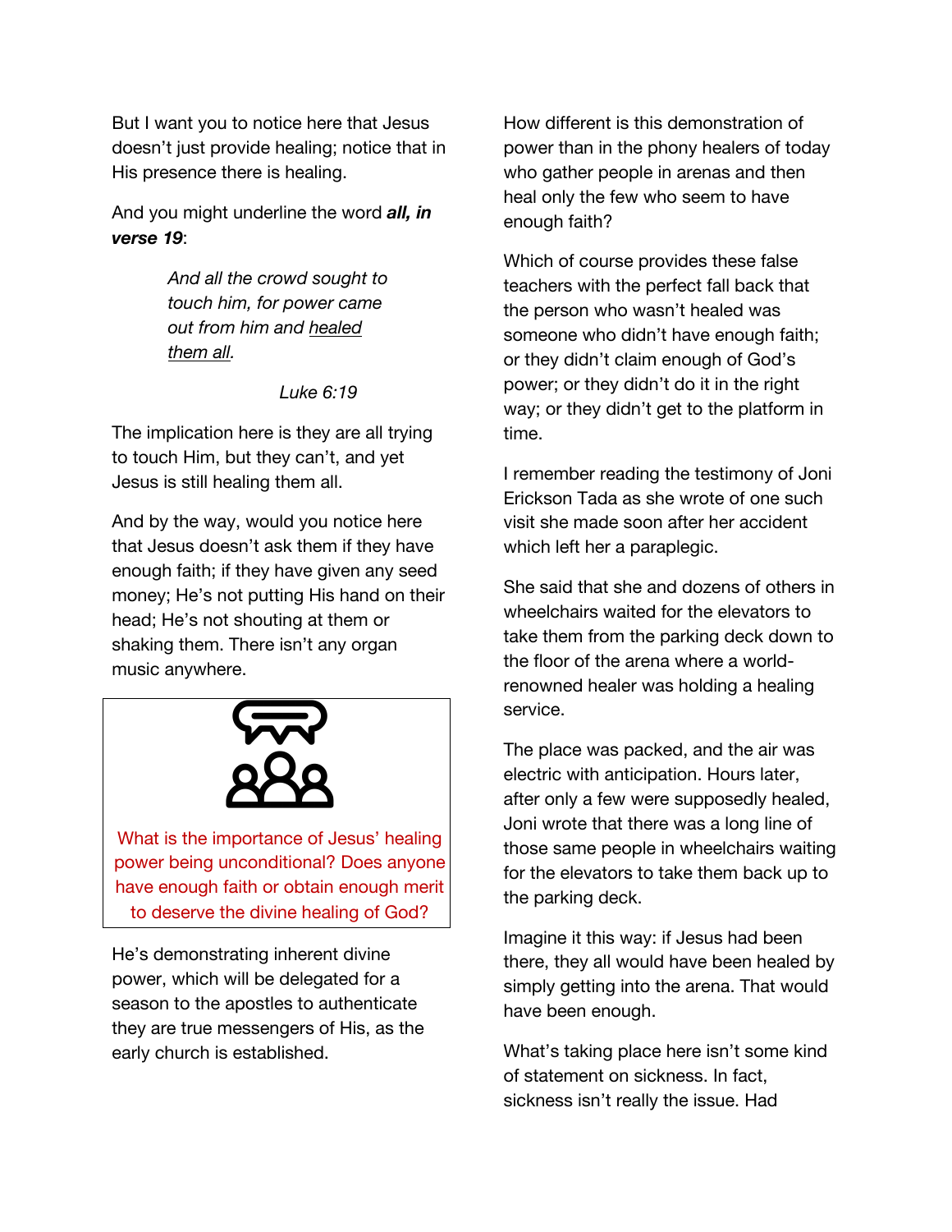But I want you to notice here that Jesus doesn't just provide healing; notice that in His presence there is healing.

And you might underline the word ***all, in verse 19***:

> *And all the crowd sought to touch him, for power came out from him and healed them all.*
>
> *Luke 6:19*

The implication here is they are all trying to touch Him, but they can't, and yet Jesus is still healing them all.

And by the way, would you notice here that Jesus doesn't ask them if they have enough faith; if they have given any seed money; He's not putting His hand on their head; He's not shouting at them or shaking them. There isn't any organ music anywhere.

> What is the importance of Jesus' healing power being unconditional? Does anyone have enough faith or obtain enough merit to deserve the divine healing of God?

He's demonstrating inherent divine power, which will be delegated for a season to the apostles to authenticate they are true messengers of His, as the early church is established.

How different is this demonstration of power than in the phony healers of today who gather people in arenas and then heal only the few who seem to have enough faith?

Which of course provides these false teachers with the perfect fall back that the person who wasn't healed was someone who didn't have enough faith; or they didn't claim enough of God's power; or they didn't do it in the right way; or they didn't get to the platform in time.

I remember reading the testimony of Joni Erickson Tada as she wrote of one such visit she made soon after her accident which left her a paraplegic.

She said that she and dozens of others in wheelchairs waited for the elevators to take them from the parking deck down to the floor of the arena where a world-renowned healer was holding a healing service.

The place was packed, and the air was electric with anticipation. Hours later, after only a few were supposedly healed, Joni wrote that there was a long line of those same people in wheelchairs waiting for the elevators to take them back up to the parking deck.

Imagine it this way: if Jesus had been there, they all would have been healed by simply getting into the arena. That would have been enough.

What's taking place here isn't some kind of statement on sickness. In fact, sickness isn't really the issue. Had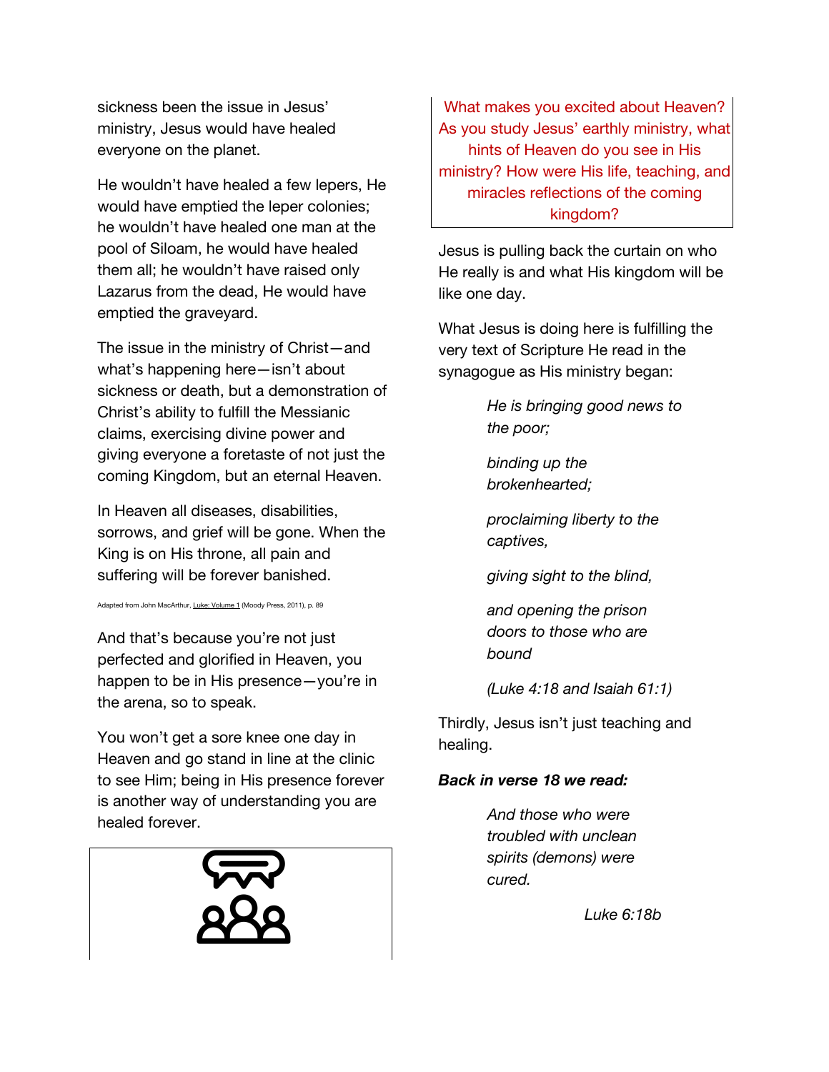sickness been the issue in Jesus' ministry, Jesus would have healed everyone on the planet.

He wouldn't have healed a few lepers, He would have emptied the leper colonies; he wouldn't have healed one man at the pool of Siloam, he would have healed them all; he wouldn't have raised only Lazarus from the dead, He would have emptied the graveyard.

The issue in the ministry of Christ—and what's happening here—isn't about sickness or death, but a demonstration of Christ's ability to fulfill the Messianic claims, exercising divine power and giving everyone a foretaste of not just the coming Kingdom, but an eternal Heaven.

In Heaven all diseases, disabilities, sorrows, and grief will be gone. When the King is on His throne, all pain and suffering will be forever banished.

Adapted from John MacArthur, Luke: Volume 1 (Moody Press, 2011), p. 89

And that's because you're not just perfected and glorified in Heaven, you happen to be in His presence—you're in the arena, so to speak.

You won't get a sore knee one day in Heaven and go stand in line at the clinic to see Him; being in His presence forever is another way of understanding you are healed forever.

What makes you excited about Heaven? As you study Jesus' earthly ministry, what hints of Heaven do you see in His ministry? How were His life, teaching, and miracles reflections of the coming kingdom?

Jesus is pulling back the curtain on who He really is and what His kingdom will be like one day.

What Jesus is doing here is fulfilling the very text of Scripture He read in the synagogue as His ministry began:

> *He is bringing good news to the poor;*
>
> *binding up the brokenhearted;*
>
> *proclaiming liberty to the captives,*
>
> *giving sight to the blind,*
>
> *and opening the prison doors to those who are bound*
>
> *(Luke 4:18 and Isaiah 61:1)*

Thirdly, Jesus isn't just teaching and healing.

***Back in verse 18 we read:***

> *And those who were troubled with unclean spirits (demons) were cured.*
>
> *Luke 6:18b*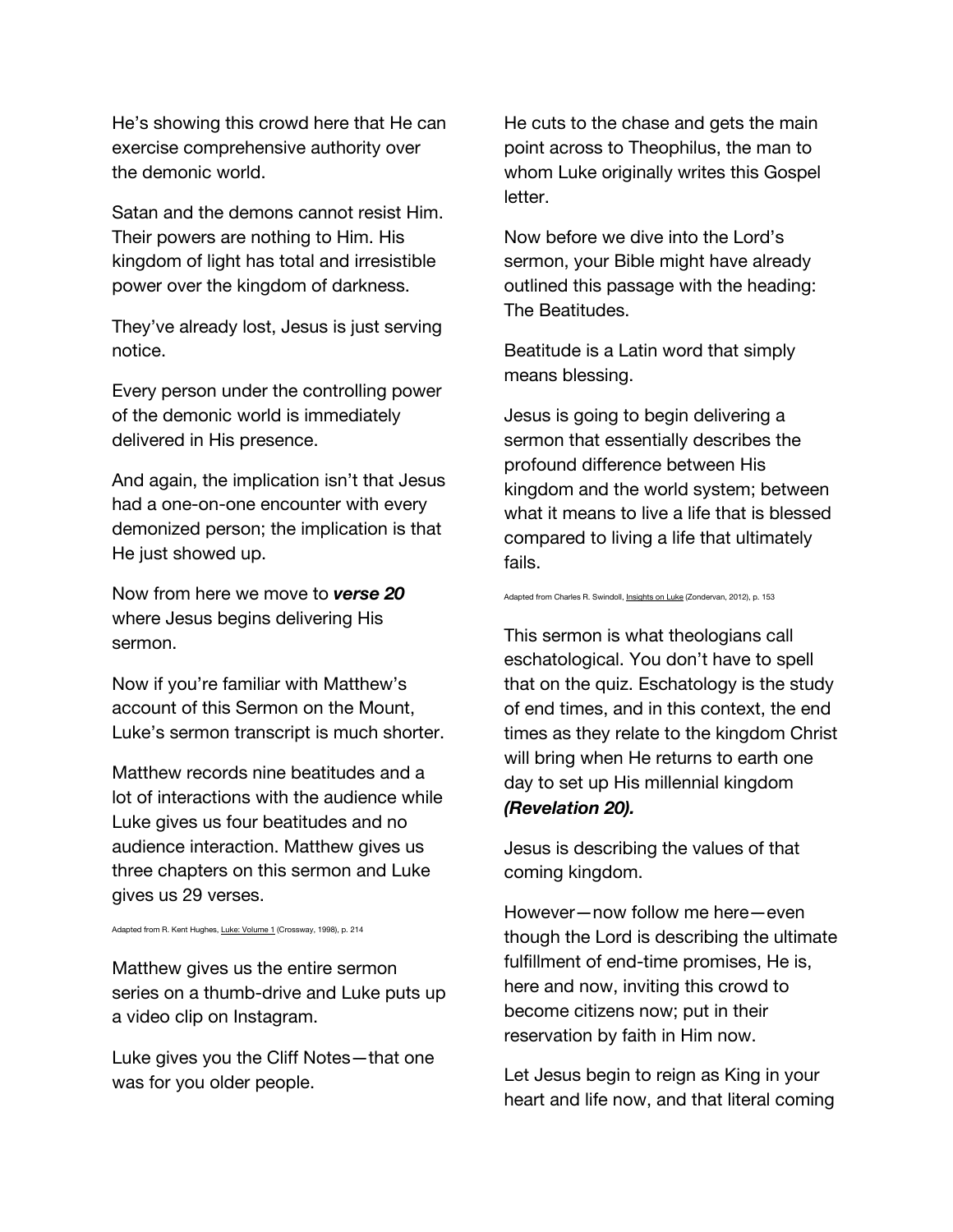He's showing this crowd here that He can exercise comprehensive authority over the demonic world.

Satan and the demons cannot resist Him. Their powers are nothing to Him. His kingdom of light has total and irresistible power over the kingdom of darkness.

They've already lost, Jesus is just serving notice.

Every person under the controlling power of the demonic world is immediately delivered in His presence.

And again, the implication isn't that Jesus had a one-on-one encounter with every demonized person; the implication is that He just showed up.

Now from here we move to ***verse 20*** where Jesus begins delivering His sermon.

Now if you're familiar with Matthew's account of this Sermon on the Mount, Luke's sermon transcript is much shorter.

Matthew records nine beatitudes and a lot of interactions with the audience while Luke gives us four beatitudes and no audience interaction. Matthew gives us three chapters on this sermon and Luke gives us 29 verses.

Adapted from R. Kent Hughes, Luke: Volume 1 (Crossway, 1998), p. 214

Matthew gives us the entire sermon series on a thumb-drive and Luke puts up a video clip on Instagram.

Luke gives you the Cliff Notes—that one was for you older people.

He cuts to the chase and gets the main point across to Theophilus, the man to whom Luke originally writes this Gospel letter.

Now before we dive into the Lord's sermon, your Bible might have already outlined this passage with the heading: The Beatitudes.

Beatitude is a Latin word that simply means blessing.

Jesus is going to begin delivering a sermon that essentially describes the profound difference between His kingdom and the world system; between what it means to live a life that is blessed compared to living a life that ultimately fails.

Adapted from Charles R. Swindoll, Insights on Luke (Zondervan, 2012), p. 153

This sermon is what theologians call eschatological. You don't have to spell that on the quiz. Eschatology is the study of end times, and in this context, the end times as they relate to the kingdom Christ will bring when He returns to earth one day to set up His millennial kingdom ***(Revelation 20).***

Jesus is describing the values of that coming kingdom.

However—now follow me here—even though the Lord is describing the ultimate fulfillment of end-time promises, He is, here and now, inviting this crowd to become citizens now; put in their reservation by faith in Him now.

Let Jesus begin to reign as King in your heart and life now, and that literal coming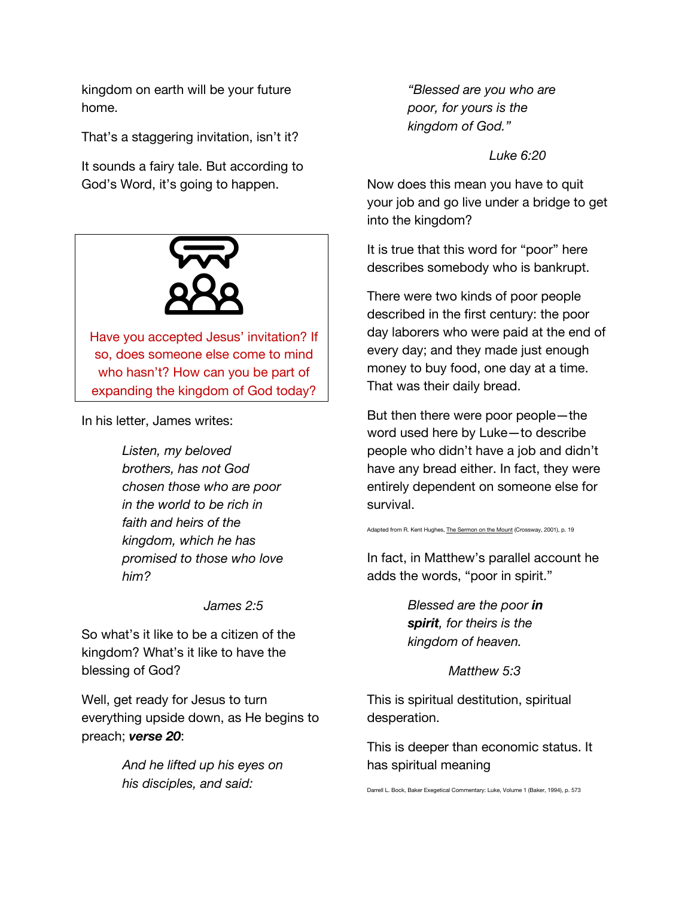kingdom on earth will be your future home.

That's a staggering invitation, isn't it?

It sounds a fairy tale. But according to God's Word, it's going to happen.

> Have you accepted Jesus' invitation? If so, does someone else come to mind who hasn't? How can you be part of expanding the kingdom of God today?

In his letter, James writes:

> *Listen, my beloved brothers, has not God chosen those who are poor in the world to be rich in faith and heirs of the kingdom, which he has promised to those who love him?*
>
> James 2:5

So what's it like to be a citizen of the kingdom? What's it like to have the blessing of God?

Well, get ready for Jesus to turn everything upside down, as He begins to preach; ***verse 20***:

> *And he lifted up his eyes on his disciples, and said:*
>
> *"Blessed are you who are poor, for yours is the kingdom of God."*
>
> Luke 6:20

Now does this mean you have to quit your job and go live under a bridge to get into the kingdom?

It is true that this word for "poor" here describes somebody who is bankrupt.

There were two kinds of poor people described in the first century: the poor day laborers who were paid at the end of every day; and they made just enough money to buy food, one day at a time. That was their daily bread.

But then there were poor people—the word used here by Luke—to describe people who didn't have a job and didn't have any bread either. In fact, they were entirely dependent on someone else for survival.

Adapted from R. Kent Hughes, The Sermon on the Mount (Crossway, 2001), p. 19

In fact, in Matthew's parallel account he adds the words, "poor in spirit."

> *Blessed are the poor* ***in spirit****, for theirs is the kingdom of heaven.*
>
> Matthew 5:3

This is spiritual destitution, spiritual desperation.

This is deeper than economic status. It has spiritual meaning

Darrell L. Bock, Baker Exegetical Commentary: Luke, Volume 1 (Baker, 1994), p. 573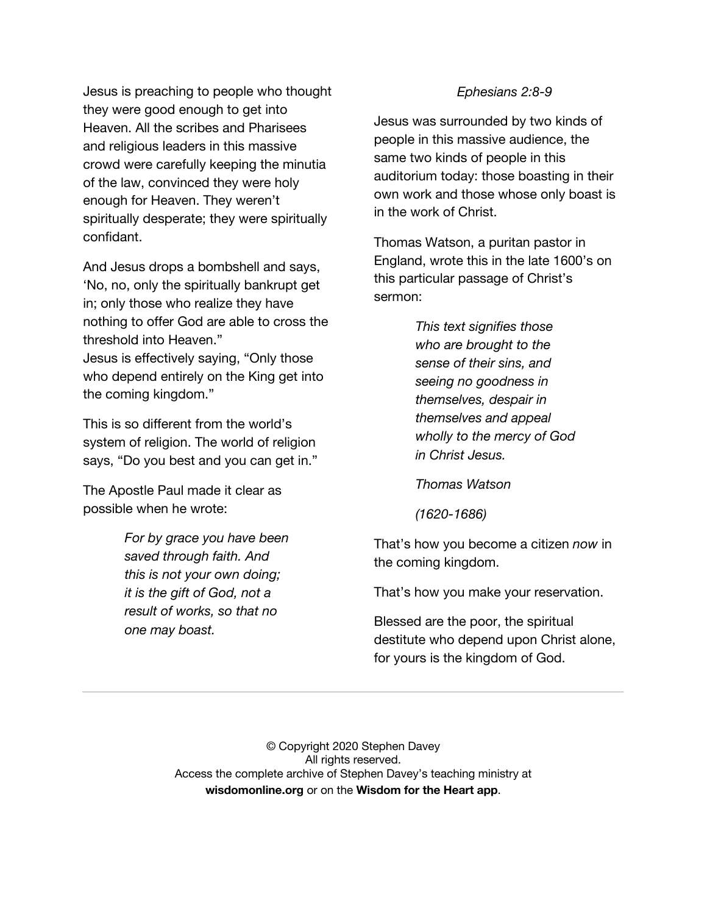Jesus is preaching to people who thought they were good enough to get into Heaven. All the scribes and Pharisees and religious leaders in this massive crowd were carefully keeping the minutia of the law, convinced they were holy enough for Heaven. They weren't spiritually desperate; they were spiritually confidant.

And Jesus drops a bombshell and says, 'No, no, only the spiritually bankrupt get in; only those who realize they have nothing to offer God are able to cross the threshold into Heaven."
Jesus is effectively saying, "Only those who depend entirely on the King get into the coming kingdom."

This is so different from the world's system of religion. The world of religion says, "Do you best and you can get in."

The Apostle Paul made it clear as possible when he wrote:

> *For by grace you have been saved through faith. And this is not your own doing; it is the gift of God, not a result of works, so that no one may boast.*
>
> *Ephesians 2:8-9*

Jesus was surrounded by two kinds of people in this massive audience, the same two kinds of people in this auditorium today: those boasting in their own work and those whose only boast is in the work of Christ.

Thomas Watson, a puritan pastor in England, wrote this in the late 1600's on this particular passage of Christ's sermon:

> *This text signifies those who are brought to the sense of their sins, and seeing no goodness in themselves, despair in themselves and appeal wholly to the mercy of God in Christ Jesus.*
>
> *Thomas Watson*
>
> *(1620-1686)*

That's how you become a citizen *now* in the coming kingdom.

That's how you make your reservation.

Blessed are the poor, the spiritual destitute who depend upon Christ alone, for yours is the kingdom of God.

---

© Copyright 2020 Stephen Davey
All rights reserved.
Access the complete archive of Stephen Davey's teaching ministry at **wisdomonline.org** or on the **Wisdom for the Heart app**.